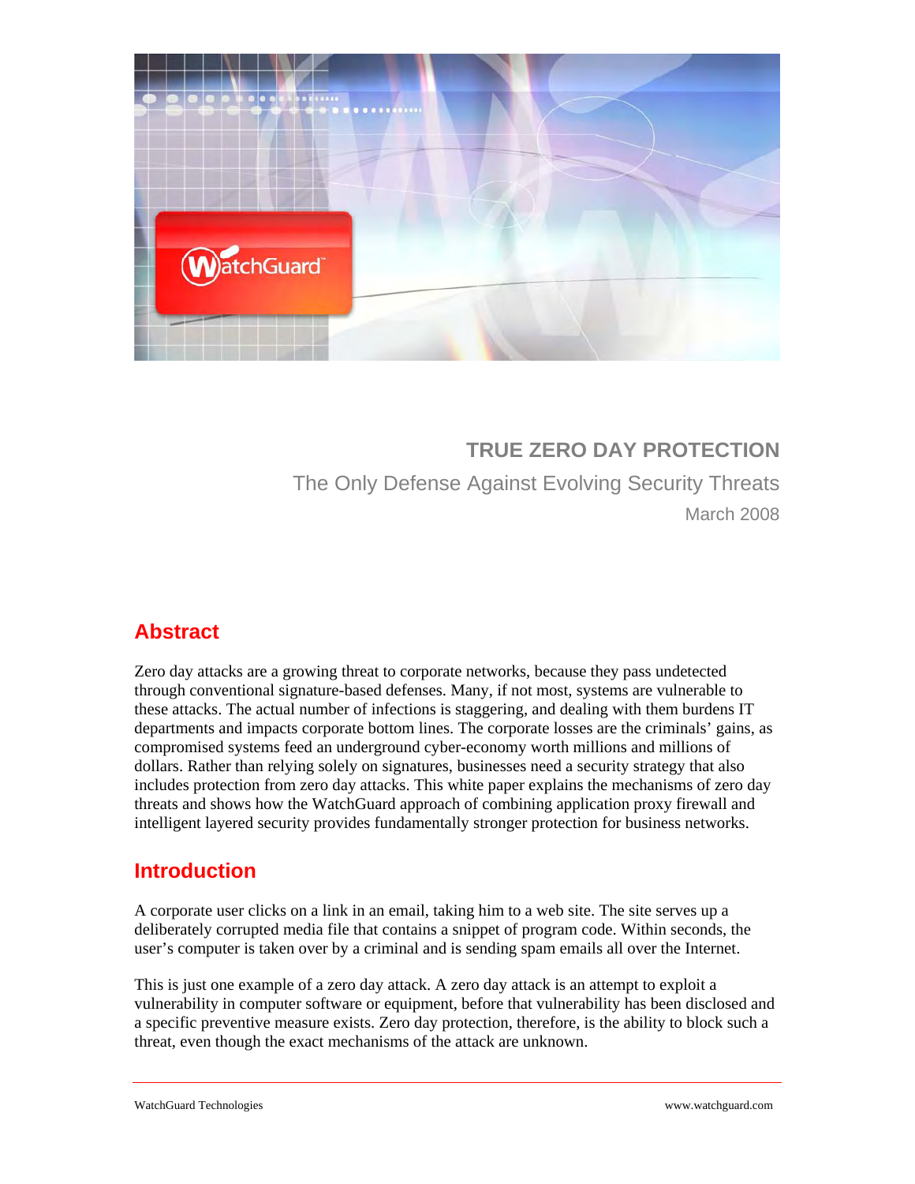# TRUE ZERO DAY PROTECTION

The Only Defense Against Evolving Security Threats

March 2008

## Abstract

Zero day attacks are a growing threat to corporate networks, because they pass undetected through conventional signature-based defenses. Many, if not most, systems are vulnerable to these attacks. The actual number of infections is staggering, and dealing with them burdens IT departments and impacts corporate bottom lines. The corporate losses are the criminals' gains, as compromised systems feed an underground cyber-economy worth millions and millions of dollars. Rather than relying solely on signatures, businesses need a security strategy that also includes protection from zero day attacks. This white paper explains the mechanisms of zero day threats and shows how the WatchGuard approach of combining application proxy firewall and intelligent layered security provides fundamentally stronger protection for business networks.

## Introduction

A corporate user clicks on a link in an email, taking him to a web site. The site serves up a deliberately corrupted media file that contains a snippet of program code. Within seconds, the user's computer is taken over by a criminal and is sending spam emails all over the Internet.

This is just one example of a zero day attack. A zero day attack is an attempt to exploit a vulnerability in computer software or equipment, before that vulnerability has been disclosed and a specific preventive measure exists. Zero day protection, therefore, is the ability to block such a threat, even though the exact mechanisms of the attack are unknown.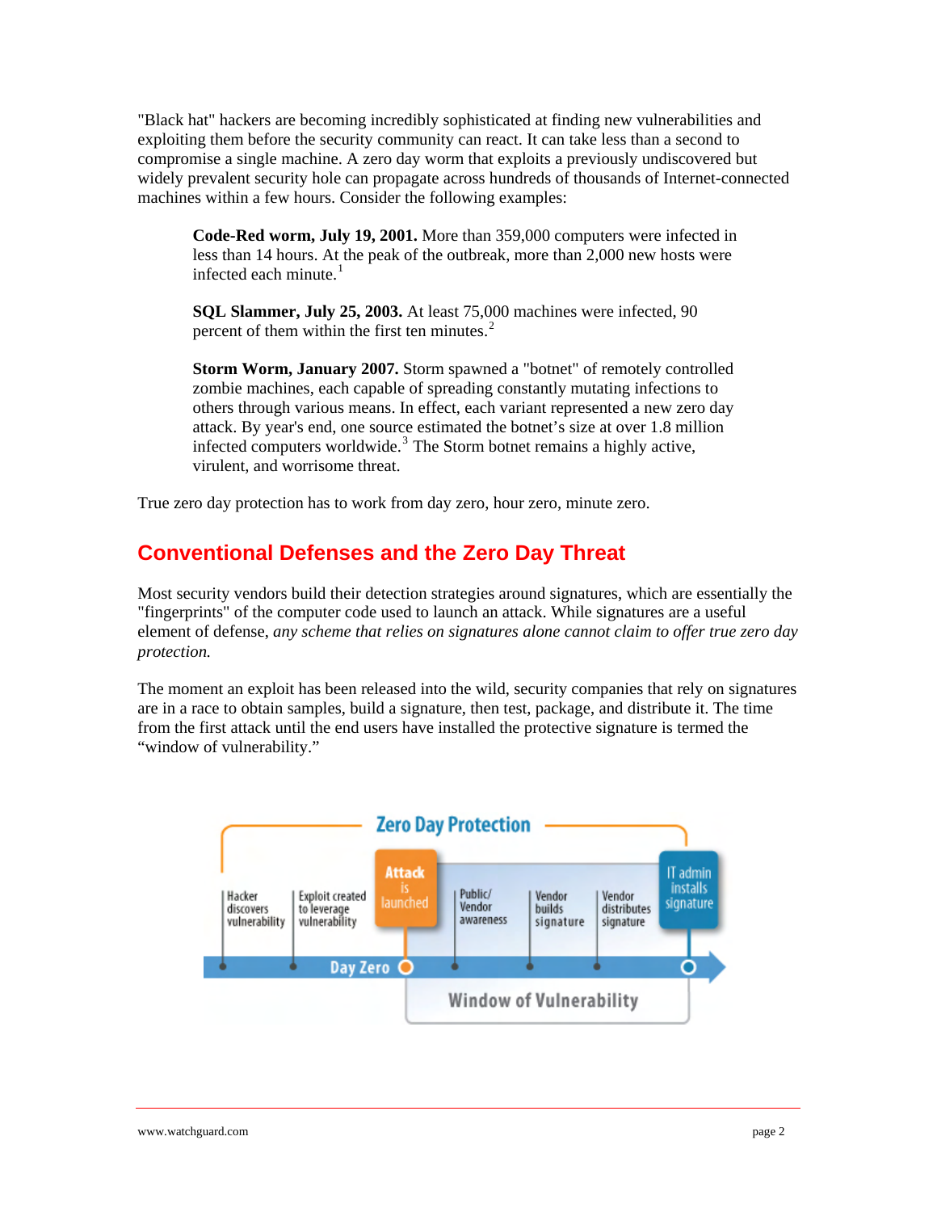"Black hat" hackers are becoming incredibly sophisticated at finding new vulnerabilities and exploiting them before the security community can react. It can take less than a second to compromise a single machine. A zero day worm that exploits a previously undiscovered but widely prevalent security hole can propagate across hundreds of thousands of Internet-connected machines within a few hours. Consider the following examples:

> **Code-Red worm, July 19, 2001.** More than 359,000 computers were infected in less than 14 hours. At the peak of the outbreak, more than 2,000 new hosts were infected each minute.[1]
>
> **SQL Slammer, July 25, 2003.** At least 75,000 machines were infected, 90 percent of them within the first ten minutes.[2]
>
> **Storm Worm, January 2007.** Storm spawned a "botnet" of remotely controlled zombie machines, each capable of spreading constantly mutating infections to others through various means. In effect, each variant represented a new zero day attack. By year's end, one source estimated the botnet's size at over 1.8 million infected computers worldwide.[3] The Storm botnet remains a highly active, virulent, and worrisome threat.

True zero day protection has to work from day zero, hour zero, minute zero.

## Conventional Defenses and the Zero Day Threat

Most security vendors build their detection strategies around signatures, which are essentially the "fingerprints" of the computer code used to launch an attack. While signatures are a useful element of defense, *any scheme that relies on signatures alone cannot claim to offer true zero day protection.*

The moment an exploit has been released into the wild, security companies that rely on signatures are in a race to obtain samples, build a signature, then test, package, and distribute it. The time from the first attack until the end users have installed the protective signature is termed the "window of vulnerability."

Zero Day Protection

Hacker discovers vulnerability | Exploit created to leverage vulnerability | Attack is launched | Public/ Vendor awareness | Vendor builds signature | Vendor distributes signature | IT admin installs signature

Day Zero

Window of Vulnerability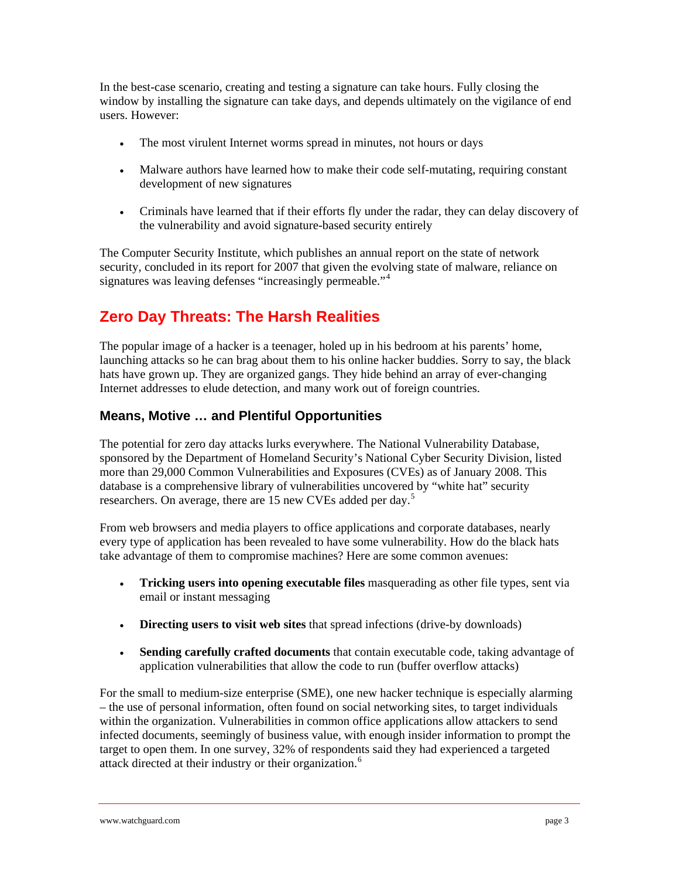In the best-case scenario, creating and testing a signature can take hours. Fully closing the window by installing the signature can take days, and depends ultimately on the vigilance of end users. However:

- The most virulent Internet worms spread in minutes, not hours or days
- Malware authors have learned how to make their code self-mutating, requiring constant development of new signatures
- Criminals have learned that if their efforts fly under the radar, they can delay discovery of the vulnerability and avoid signature-based security entirely

The Computer Security Institute, which publishes an annual report on the state of network security, concluded in its report for 2007 that given the evolving state of malware, reliance on signatures was leaving defenses "increasingly permeable."[4]

## Zero Day Threats: The Harsh Realities

The popular image of a hacker is a teenager, holed up in his bedroom at his parents' home, launching attacks so he can brag about them to his online hacker buddies. Sorry to say, the black hats have grown up. They are organized gangs. They hide behind an array of ever-changing Internet addresses to elude detection, and many work out of foreign countries.

### Means, Motive … and Plentiful Opportunities

The potential for zero day attacks lurks everywhere. The National Vulnerability Database, sponsored by the Department of Homeland Security's National Cyber Security Division, listed more than 29,000 Common Vulnerabilities and Exposures (CVEs) as of January 2008. This database is a comprehensive library of vulnerabilities uncovered by "white hat" security researchers. On average, there are 15 new CVEs added per day.[5]

From web browsers and media players to office applications and corporate databases, nearly every type of application has been revealed to have some vulnerability. How do the black hats take advantage of them to compromise machines? Here are some common avenues:

- **Tricking users into opening executable files** masquerading as other file types, sent via email or instant messaging
- **Directing users to visit web sites** that spread infections (drive-by downloads)
- **Sending carefully crafted documents** that contain executable code, taking advantage of application vulnerabilities that allow the code to run (buffer overflow attacks)

For the small to medium-size enterprise (SME), one new hacker technique is especially alarming – the use of personal information, often found on social networking sites, to target individuals within the organization. Vulnerabilities in common office applications allow attackers to send infected documents, seemingly of business value, with enough insider information to prompt the target to open them. In one survey, 32% of respondents said they had experienced a targeted attack directed at their industry or their organization.[6]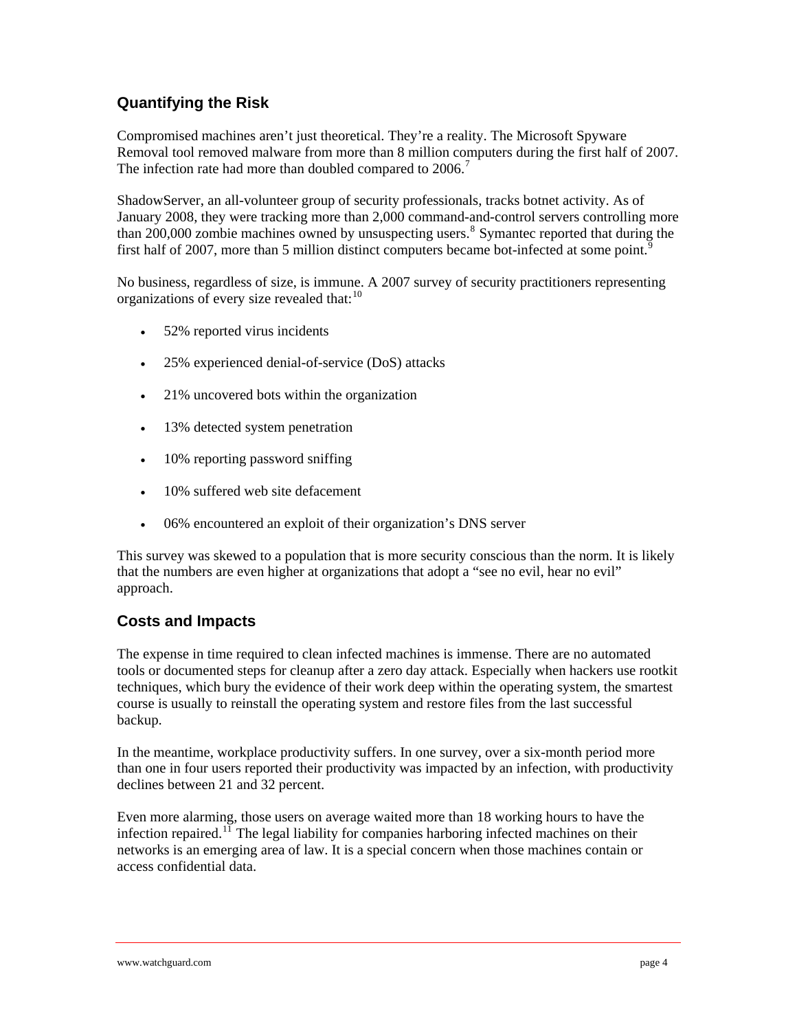## Quantifying the Risk

Compromised machines aren't just theoretical. They're a reality. The Microsoft Spyware Removal tool removed malware from more than 8 million computers during the first half of 2007. The infection rate had more than doubled compared to 2006.[7]

ShadowServer, an all-volunteer group of security professionals, tracks botnet activity. As of January 2008, they were tracking more than 2,000 command-and-control servers controlling more than 200,000 zombie machines owned by unsuspecting users.[8] Symantec reported that during the first half of 2007, more than 5 million distinct computers became bot-infected at some point.[9]

No business, regardless of size, is immune. A 2007 survey of security practitioners representing organizations of every size revealed that:[10]

- 52% reported virus incidents
- 25% experienced denial-of-service (DoS) attacks
- 21% uncovered bots within the organization
- 13% detected system penetration
- 10% reporting password sniffing
- 10% suffered web site defacement
- 06% encountered an exploit of their organization's DNS server

This survey was skewed to a population that is more security conscious than the norm. It is likely that the numbers are even higher at organizations that adopt a "see no evil, hear no evil" approach.

## Costs and Impacts

The expense in time required to clean infected machines is immense. There are no automated tools or documented steps for cleanup after a zero day attack. Especially when hackers use rootkit techniques, which bury the evidence of their work deep within the operating system, the smartest course is usually to reinstall the operating system and restore files from the last successful backup.

In the meantime, workplace productivity suffers. In one survey, over a six-month period more than one in four users reported their productivity was impacted by an infection, with productivity declines between 21 and 32 percent.

Even more alarming, those users on average waited more than 18 working hours to have the infection repaired.[11] The legal liability for companies harboring infected machines on their networks is an emerging area of law. It is a special concern when those machines contain or access confidential data.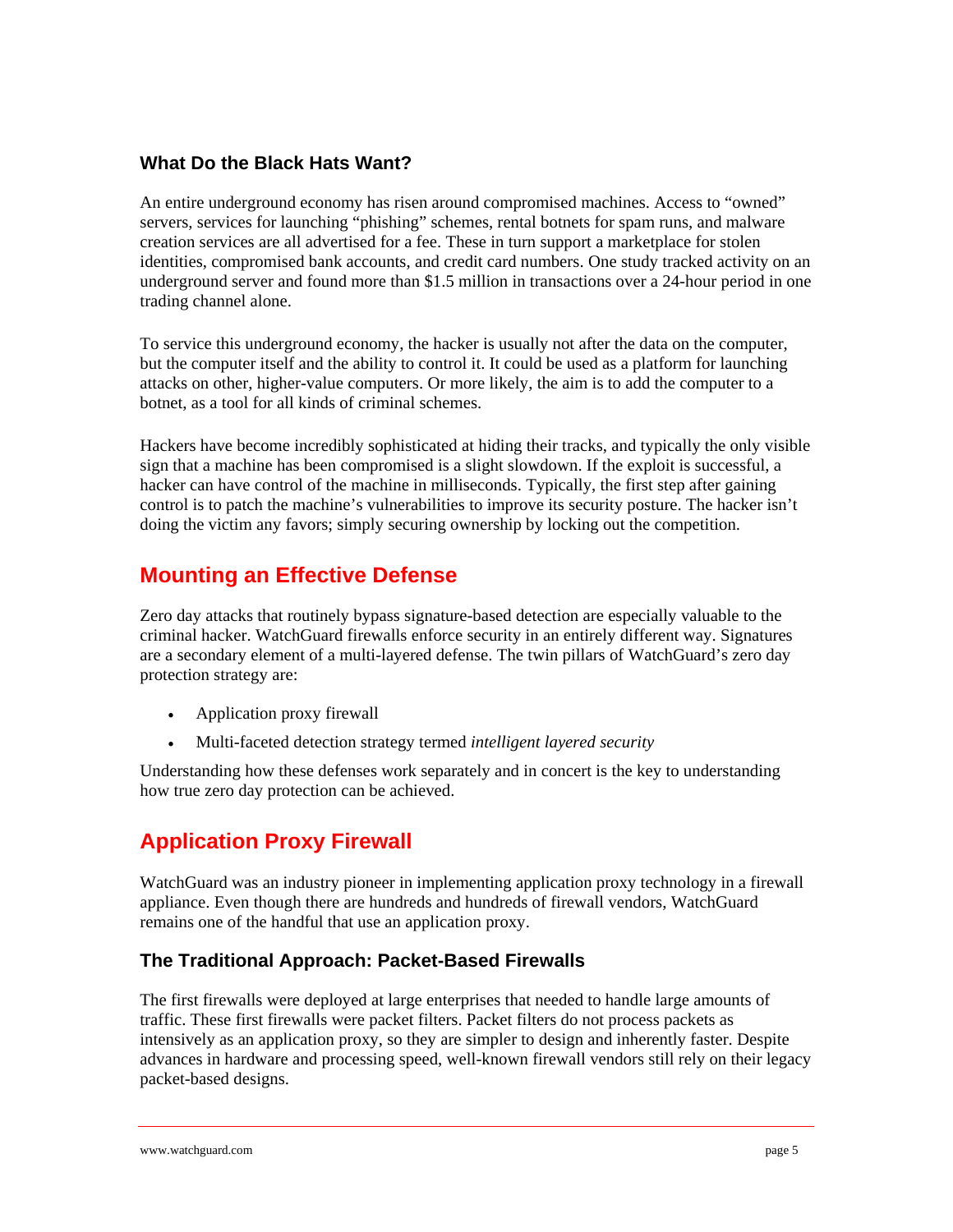### What Do the Black Hats Want?

An entire underground economy has risen around compromised machines. Access to "owned" servers, services for launching "phishing" schemes, rental botnets for spam runs, and malware creation services are all advertised for a fee. These in turn support a marketplace for stolen identities, compromised bank accounts, and credit card numbers. One study tracked activity on an underground server and found more than $1.5 million in transactions over a 24-hour period in one trading channel alone.

To service this underground economy, the hacker is usually not after the data on the computer, but the computer itself and the ability to control it. It could be used as a platform for launching attacks on other, higher-value computers. Or more likely, the aim is to add the computer to a botnet, as a tool for all kinds of criminal schemes.

Hackers have become incredibly sophisticated at hiding their tracks, and typically the only visible sign that a machine has been compromised is a slight slowdown. If the exploit is successful, a hacker can have control of the machine in milliseconds. Typically, the first step after gaining control is to patch the machine's vulnerabilities to improve its security posture. The hacker isn't doing the victim any favors; simply securing ownership by locking out the competition.

## Mounting an Effective Defense

Zero day attacks that routinely bypass signature-based detection are especially valuable to the criminal hacker. WatchGuard firewalls enforce security in an entirely different way. Signatures are a secondary element of a multi-layered defense. The twin pillars of WatchGuard's zero day protection strategy are:

- Application proxy firewall
- Multi-faceted detection strategy termed *intelligent layered security*

Understanding how these defenses work separately and in concert is the key to understanding how true zero day protection can be achieved.

## Application Proxy Firewall

WatchGuard was an industry pioneer in implementing application proxy technology in a firewall appliance. Even though there are hundreds and hundreds of firewall vendors, WatchGuard remains one of the handful that use an application proxy.

### The Traditional Approach: Packet-Based Firewalls

The first firewalls were deployed at large enterprises that needed to handle large amounts of traffic. These first firewalls were packet filters. Packet filters do not process packets as intensively as an application proxy, so they are simpler to design and inherently faster. Despite advances in hardware and processing speed, well-known firewall vendors still rely on their legacy packet-based designs.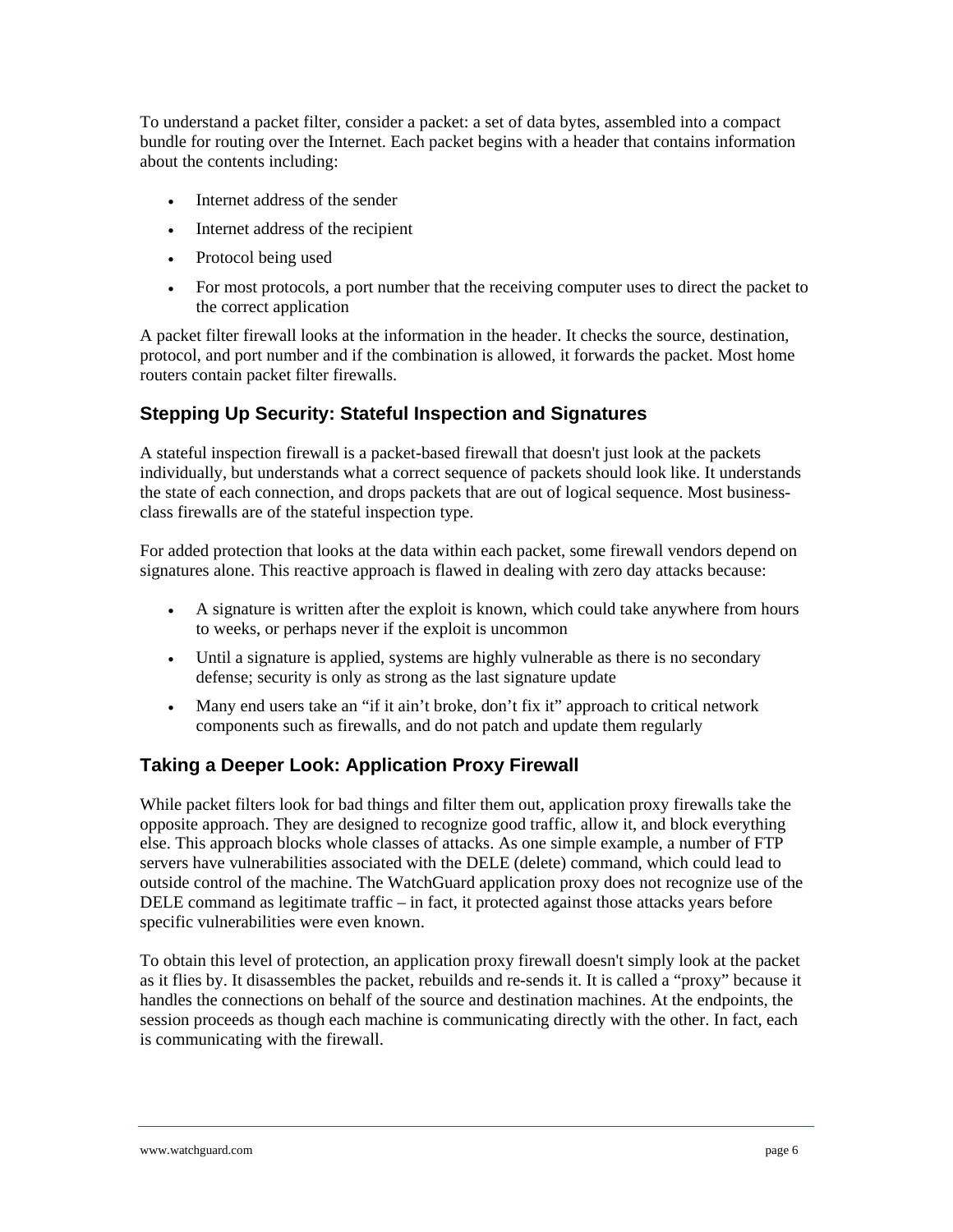To understand a packet filter, consider a packet: a set of data bytes, assembled into a compact bundle for routing over the Internet. Each packet begins with a header that contains information about the contents including:

- Internet address of the sender
- Internet address of the recipient
- Protocol being used
- For most protocols, a port number that the receiving computer uses to direct the packet to the correct application

A packet filter firewall looks at the information in the header. It checks the source, destination, protocol, and port number and if the combination is allowed, it forwards the packet. Most home routers contain packet filter firewalls.

## Stepping Up Security: Stateful Inspection and Signatures

A stateful inspection firewall is a packet-based firewall that doesn't just look at the packets individually, but understands what a correct sequence of packets should look like. It understands the state of each connection, and drops packets that are out of logical sequence. Most business-class firewalls are of the stateful inspection type.

For added protection that looks at the data within each packet, some firewall vendors depend on signatures alone. This reactive approach is flawed in dealing with zero day attacks because:

- A signature is written after the exploit is known, which could take anywhere from hours to weeks, or perhaps never if the exploit is uncommon
- Until a signature is applied, systems are highly vulnerable as there is no secondary defense; security is only as strong as the last signature update
- Many end users take an "if it ain't broke, don't fix it" approach to critical network components such as firewalls, and do not patch and update them regularly

## Taking a Deeper Look: Application Proxy Firewall

While packet filters look for bad things and filter them out, application proxy firewalls take the opposite approach. They are designed to recognize good traffic, allow it, and block everything else. This approach blocks whole classes of attacks. As one simple example, a number of FTP servers have vulnerabilities associated with the DELE (delete) command, which could lead to outside control of the machine. The WatchGuard application proxy does not recognize use of the DELE command as legitimate traffic – in fact, it protected against those attacks years before specific vulnerabilities were even known.

To obtain this level of protection, an application proxy firewall doesn't simply look at the packet as it flies by. It disassembles the packet, rebuilds and re-sends it. It is called a "proxy" because it handles the connections on behalf of the source and destination machines. At the endpoints, the session proceeds as though each machine is communicating directly with the other. In fact, each is communicating with the firewall.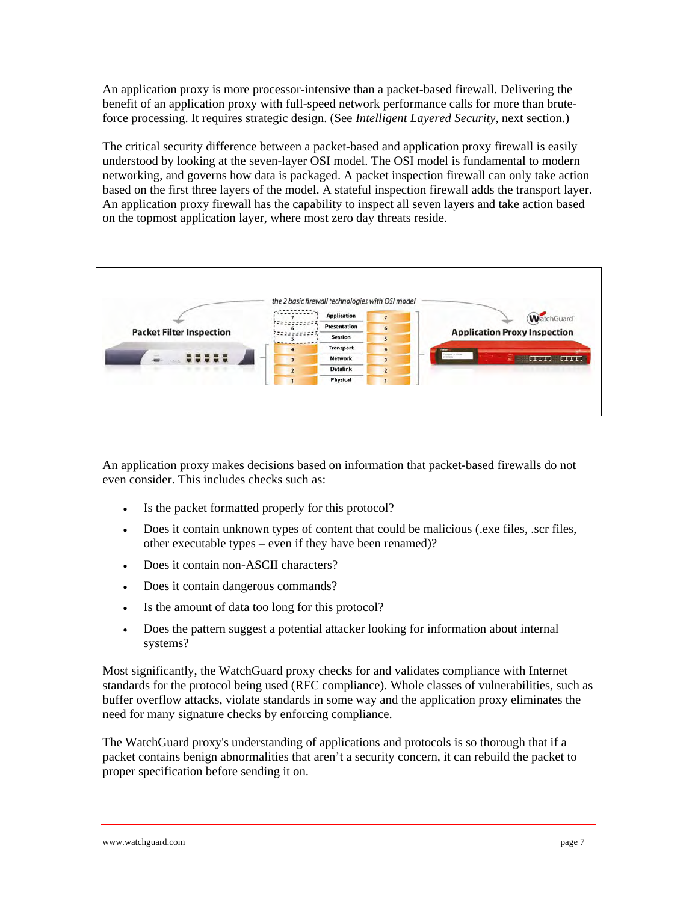An application proxy is more processor-intensive than a packet-based firewall. Delivering the benefit of an application proxy with full-speed network performance calls for more than brute-force processing. It requires strategic design. (See *Intelligent Layered Security*, next section.)

The critical security difference between a packet-based and application proxy firewall is easily understood by looking at the seven-layer OSI model. The OSI model is fundamental to modern networking, and governs how data is packaged. A packet inspection firewall can only take action based on the first three layers of the model. A stateful inspection firewall adds the transport layer. An application proxy firewall has the capability to inspect all seven layers and take action based on the topmost application layer, where most zero day threats reside.

An application proxy makes decisions based on information that packet-based firewalls do not even consider. This includes checks such as:

- Is the packet formatted properly for this protocol?
- Does it contain unknown types of content that could be malicious (.exe files, .scr files, other executable types – even if they have been renamed)?
- Does it contain non-ASCII characters?
- Does it contain dangerous commands?
- Is the amount of data too long for this protocol?
- Does the pattern suggest a potential attacker looking for information about internal systems?

Most significantly, the WatchGuard proxy checks for and validates compliance with Internet standards for the protocol being used (RFC compliance). Whole classes of vulnerabilities, such as buffer overflow attacks, violate standards in some way and the application proxy eliminates the need for many signature checks by enforcing compliance.

The WatchGuard proxy's understanding of applications and protocols is so thorough that if a packet contains benign abnormalities that aren't a security concern, it can rebuild the packet to proper specification before sending it on.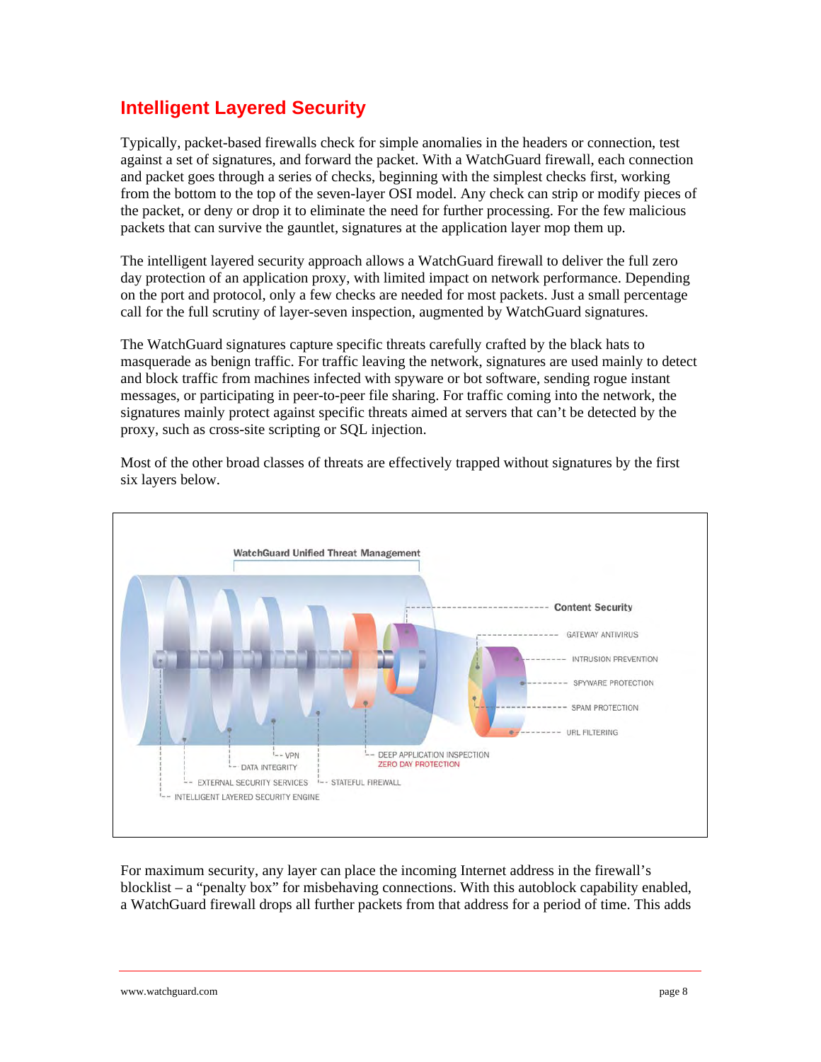## Intelligent Layered Security

Typically, packet-based firewalls check for simple anomalies in the headers or connection, test against a set of signatures, and forward the packet. With a WatchGuard firewall, each connection and packet goes through a series of checks, beginning with the simplest checks first, working from the bottom to the top of the seven-layer OSI model. Any check can strip or modify pieces of the packet, or deny or drop it to eliminate the need for further processing. For the few malicious packets that can survive the gauntlet, signatures at the application layer mop them up.

The intelligent layered security approach allows a WatchGuard firewall to deliver the full zero day protection of an application proxy, with limited impact on network performance. Depending on the port and protocol, only a few checks are needed for most packets. Just a small percentage call for the full scrutiny of layer-seven inspection, augmented by WatchGuard signatures.

The WatchGuard signatures capture specific threats carefully crafted by the black hats to masquerade as benign traffic. For traffic leaving the network, signatures are used mainly to detect and block traffic from machines infected with spyware or bot software, sending rogue instant messages, or participating in peer-to-peer file sharing. For traffic coming into the network, the signatures mainly protect against specific threats aimed at servers that can't be detected by the proxy, such as cross-site scripting or SQL injection.

Most of the other broad classes of threats are effectively trapped without signatures by the first six layers below.

For maximum security, any layer can place the incoming Internet address in the firewall's blocklist – a "penalty box" for misbehaving connections. With this autoblock capability enabled, a WatchGuard firewall drops all further packets from that address for a period of time. This adds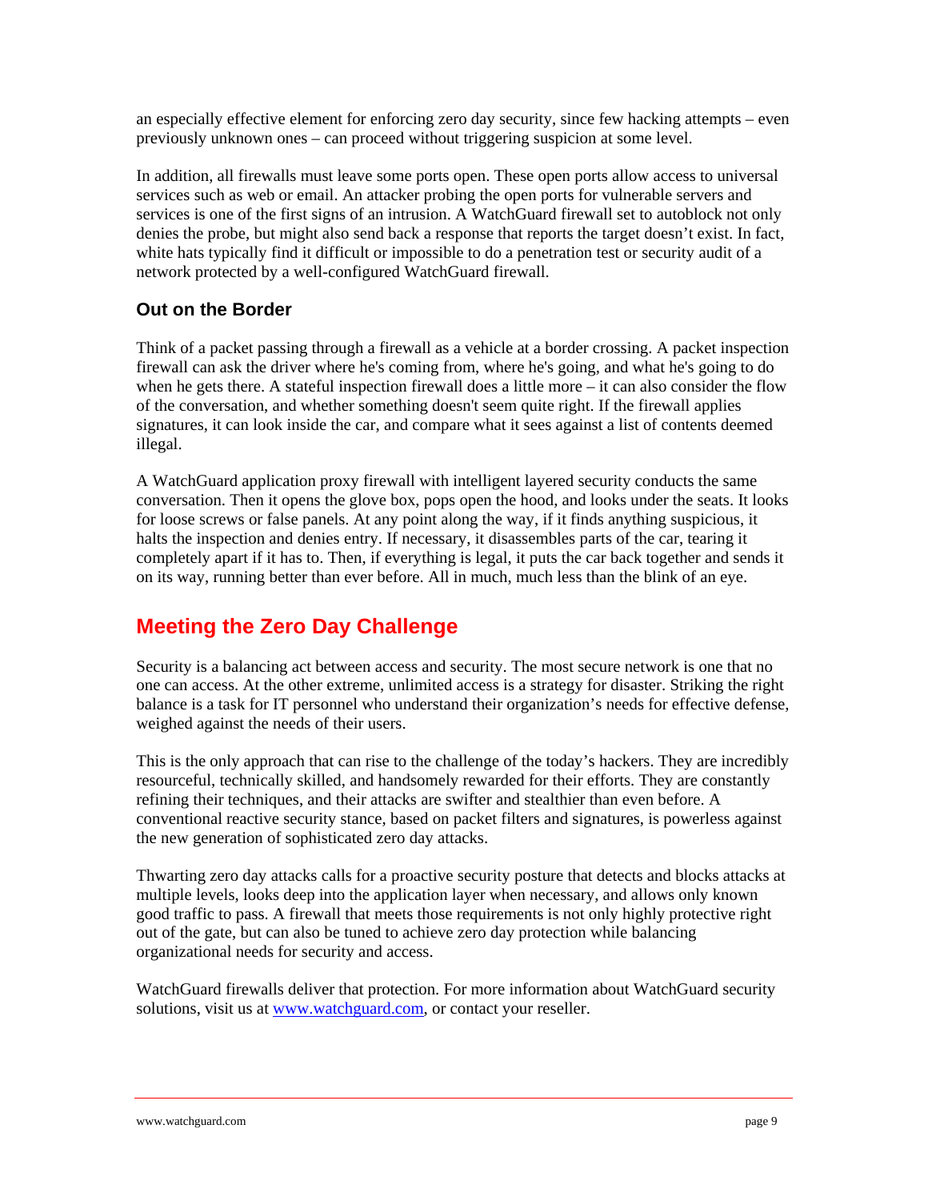an especially effective element for enforcing zero day security, since few hacking attempts – even previously unknown ones – can proceed without triggering suspicion at some level.

In addition, all firewalls must leave some ports open. These open ports allow access to universal services such as web or email. An attacker probing the open ports for vulnerable servers and services is one of the first signs of an intrusion. A WatchGuard firewall set to autoblock not only denies the probe, but might also send back a response that reports the target doesn't exist. In fact, white hats typically find it difficult or impossible to do a penetration test or security audit of a network protected by a well-configured WatchGuard firewall.

### Out on the Border

Think of a packet passing through a firewall as a vehicle at a border crossing. A packet inspection firewall can ask the driver where he's coming from, where he's going, and what he's going to do when he gets there. A stateful inspection firewall does a little more – it can also consider the flow of the conversation, and whether something doesn't seem quite right. If the firewall applies signatures, it can look inside the car, and compare what it sees against a list of contents deemed illegal.

A WatchGuard application proxy firewall with intelligent layered security conducts the same conversation. Then it opens the glove box, pops open the hood, and looks under the seats. It looks for loose screws or false panels. At any point along the way, if it finds anything suspicious, it halts the inspection and denies entry. If necessary, it disassembles parts of the car, tearing it completely apart if it has to. Then, if everything is legal, it puts the car back together and sends it on its way, running better than ever before. All in much, much less than the blink of an eye.

## Meeting the Zero Day Challenge

Security is a balancing act between access and security. The most secure network is one that no one can access. At the other extreme, unlimited access is a strategy for disaster. Striking the right balance is a task for IT personnel who understand their organization's needs for effective defense, weighed against the needs of their users.

This is the only approach that can rise to the challenge of the today's hackers. They are incredibly resourceful, technically skilled, and handsomely rewarded for their efforts. They are constantly refining their techniques, and their attacks are swifter and stealthier than even before. A conventional reactive security stance, based on packet filters and signatures, is powerless against the new generation of sophisticated zero day attacks.

Thwarting zero day attacks calls for a proactive security posture that detects and blocks attacks at multiple levels, looks deep into the application layer when necessary, and allows only known good traffic to pass. A firewall that meets those requirements is not only highly protective right out of the gate, but can also be tuned to achieve zero day protection while balancing organizational needs for security and access.

WatchGuard firewalls deliver that protection. For more information about WatchGuard security solutions, visit us at [www.watchguard.com](http://www.watchguard.com), or contact your reseller.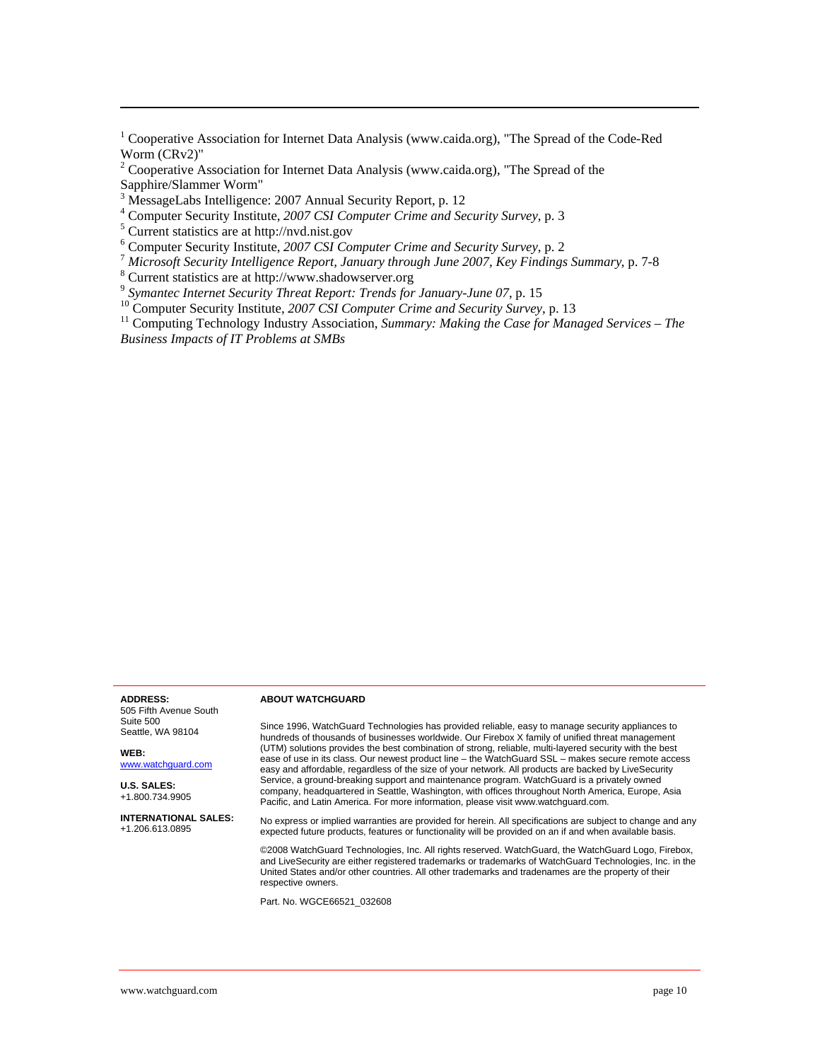[1] Cooperative Association for Internet Data Analysis (www.caida.org), "The Spread of the Code-Red Worm (CRv2)"

[2] Cooperative Association for Internet Data Analysis (www.caida.org), "The Spread of the Sapphire/Slammer Worm"

[3] MessageLabs Intelligence: 2007 Annual Security Report, p. 12

[4] Computer Security Institute, *2007 CSI Computer Crime and Security Survey*, p. 3

[5] Current statistics are at http://nvd.nist.gov

[6] Computer Security Institute, *2007 CSI Computer Crime and Security Survey*, p. 2

[7] *Microsoft Security Intelligence Report, January through June 2007, Key Findings Summary*, p. 7-8

[8] Current statistics are at http://www.shadowserver.org

[9] *Symantec Internet Security Threat Report: Trends for January-June 07*, p. 15

[10] Computer Security Institute, *2007 CSI Computer Crime and Security Survey*, p. 13

[11] Computing Technology Industry Association, *Summary: Making the Case for Managed Services – The Business Impacts of IT Problems at SMBs*

---

**ADDRESS:**
505 Fifth Avenue South
Suite 500
Seattle, WA 98104

**WEB:**
www.watchguard.com

**U.S. SALES:**
+1.800.734.9905

**INTERNATIONAL SALES:**
+1.206.613.0895

**ABOUT WATCHGUARD**

Since 1996, WatchGuard Technologies has provided reliable, easy to manage security appliances to hundreds of thousands of businesses worldwide. Our Firebox X family of unified threat management (UTM) solutions provides the best combination of strong, reliable, multi-layered security with the best ease of use in its class. Our newest product line – the WatchGuard SSL – makes secure remote access easy and affordable, regardless of the size of your network. All products are backed by LiveSecurity Service, a ground-breaking support and maintenance program. WatchGuard is a privately owned company, headquartered in Seattle, Washington, with offices throughout North America, Europe, Asia Pacific, and Latin America. For more information, please visit www.watchguard.com.

No express or implied warranties are provided for herein. All specifications are subject to change and any expected future products, features or functionality will be provided on an if and when available basis.

©2008 WatchGuard Technologies, Inc. All rights reserved. WatchGuard, the WatchGuard Logo, Firebox, and LiveSecurity are either registered trademarks or trademarks of WatchGuard Technologies, Inc. in the United States and/or other countries. All other trademarks and tradenames are the property of their respective owners.

Part. No. WGCE66521_032608